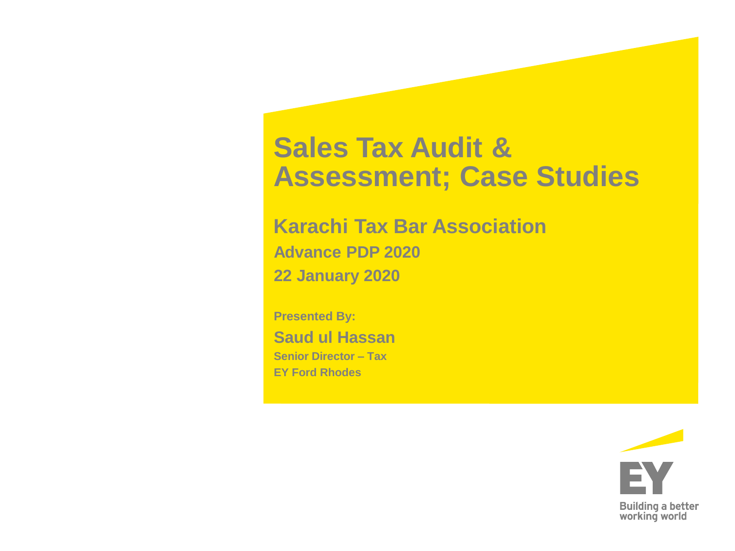# Sales Tax Audit & Assessment; Case Studies

## Karachi Tax Bar Association

**Advance PDP 2020**

**22 January 2020**

**Presented By:**

**Saud ul Hassan**

**Senior Director – Tax**

**EY Ford Rhodes**

EY

Building a better working world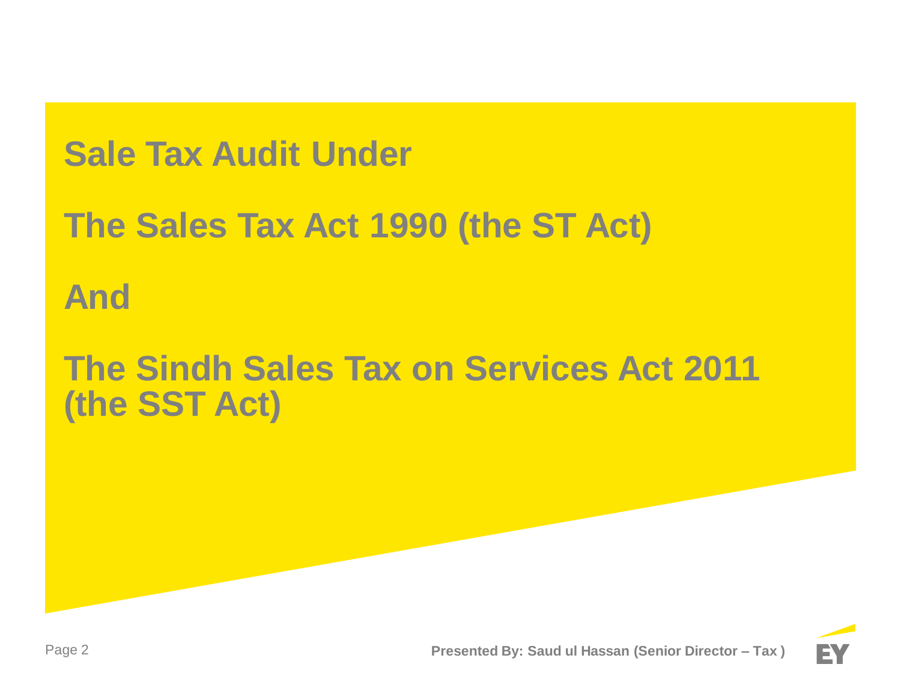# Sale Tax Audit Under

# The Sales Tax Act 1990 (the ST Act)

# And

# The Sindh Sales Tax on Services Act 2011 (the SST Act)

**Presented By: Saud ul Hassan (Senior Director – Tax )**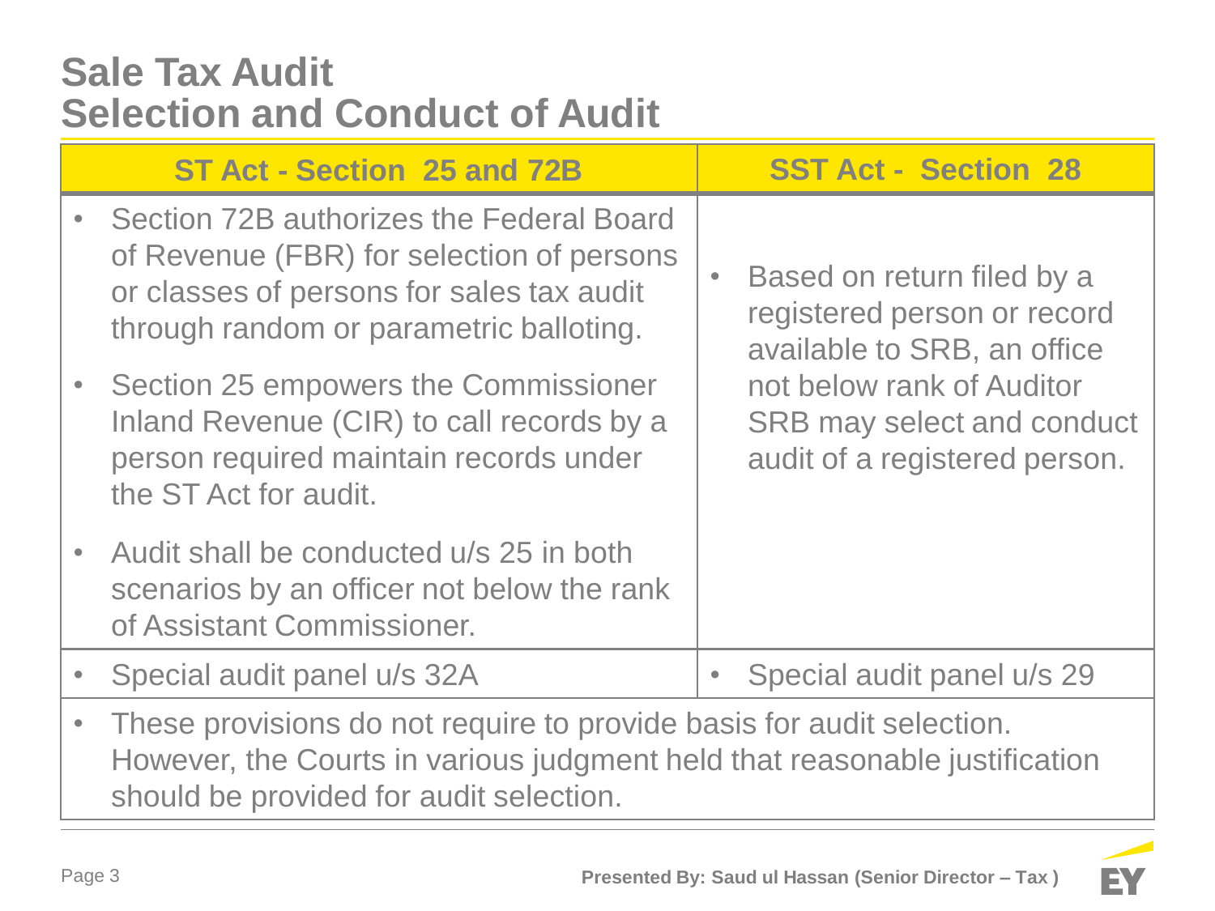# Sale Tax Audit
# Selection and Conduct of Audit

| ST Act - Section 25 and 72B | SST Act - Section 28 |
|---|---|
| • Section 72B authorizes the Federal Board of Revenue (FBR) for selection of persons or classes of persons for sales tax audit through random or parametric balloting.<br>• Section 25 empowers the Commissioner Inland Revenue (CIR) to call records by a person required maintain records under the ST Act for audit.<br>• Audit shall be conducted u/s 25 in both scenarios by an officer not below the rank of Assistant Commissioner. | • Based on return filed by a registered person or record available to SRB, an office not below rank of Auditor SRB may select and conduct audit of a registered person. |
| • Special audit panel u/s 32A | • Special audit panel u/s 29 |
| • These provisions do not require to provide basis for audit selection. However, the Courts in various judgment held that reasonable justification should be provided for audit selection. | |

Presented By: Saud ul Hassan (Senior Director – Tax )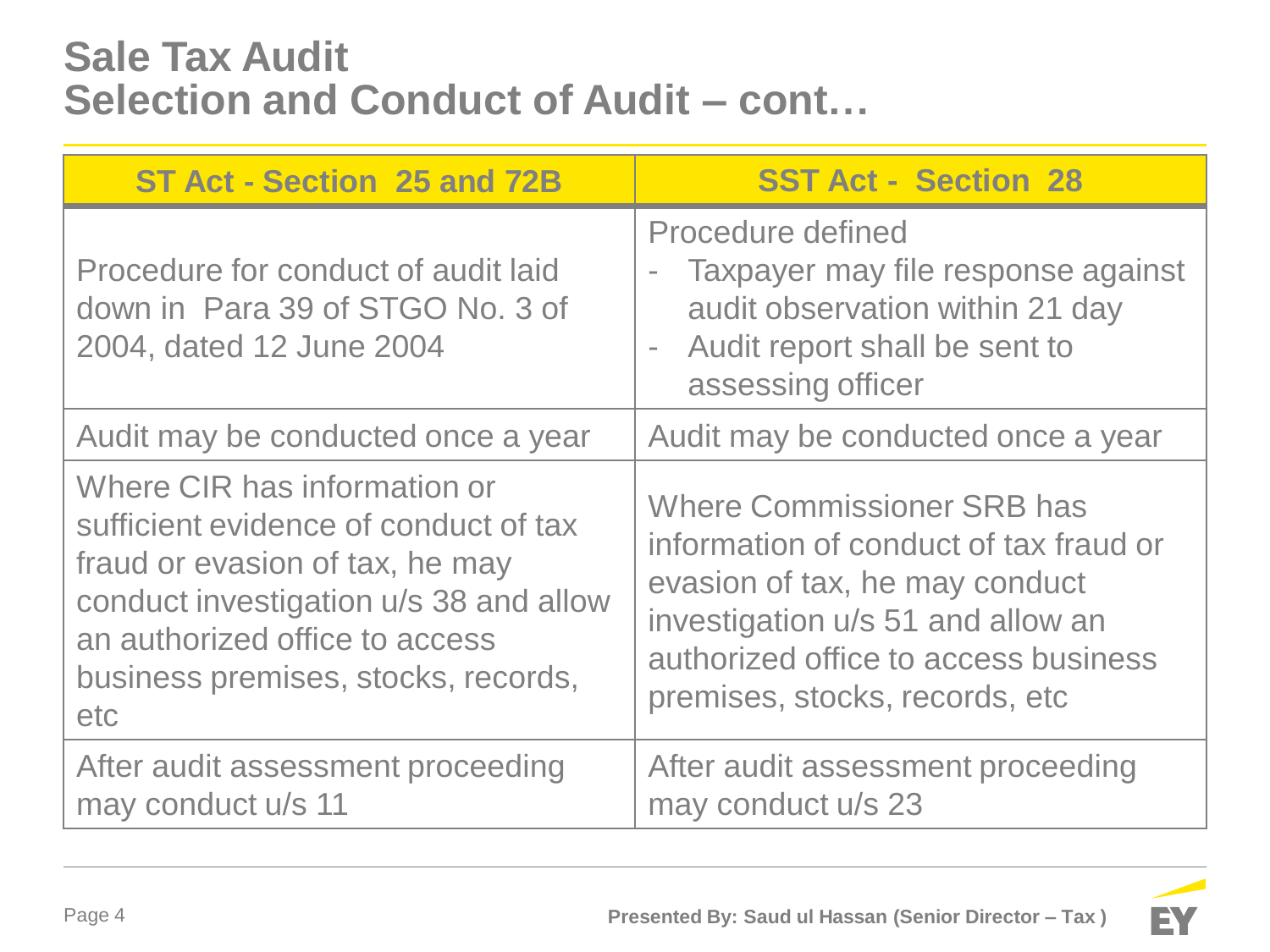# Sale Tax Audit
## Selection and Conduct of Audit – cont…

| ST Act - Section 25 and 72B | SST Act - Section 28 |
|---|---|
| Procedure for conduct of audit laid down in Para 39 of STGO No. 3 of 2004, dated 12 June 2004 | Procedure defined<br>- Taxpayer may file response against audit observation within 21 day<br>- Audit report shall be sent to assessing officer |
| Audit may be conducted once a year | Audit may be conducted once a year |
| Where CIR has information or sufficient evidence of conduct of tax fraud or evasion of tax, he may conduct investigation u/s 38 and allow an authorized office to access business premises, stocks, records, etc | Where Commissioner SRB has information of conduct of tax fraud or evasion of tax, he may conduct investigation u/s 51 and allow an authorized office to access business premises, stocks, records, etc |
| After audit assessment proceeding may conduct u/s 11 | After audit assessment proceeding may conduct u/s 23 |

Presented By: Saud ul Hassan (Senior Director – Tax )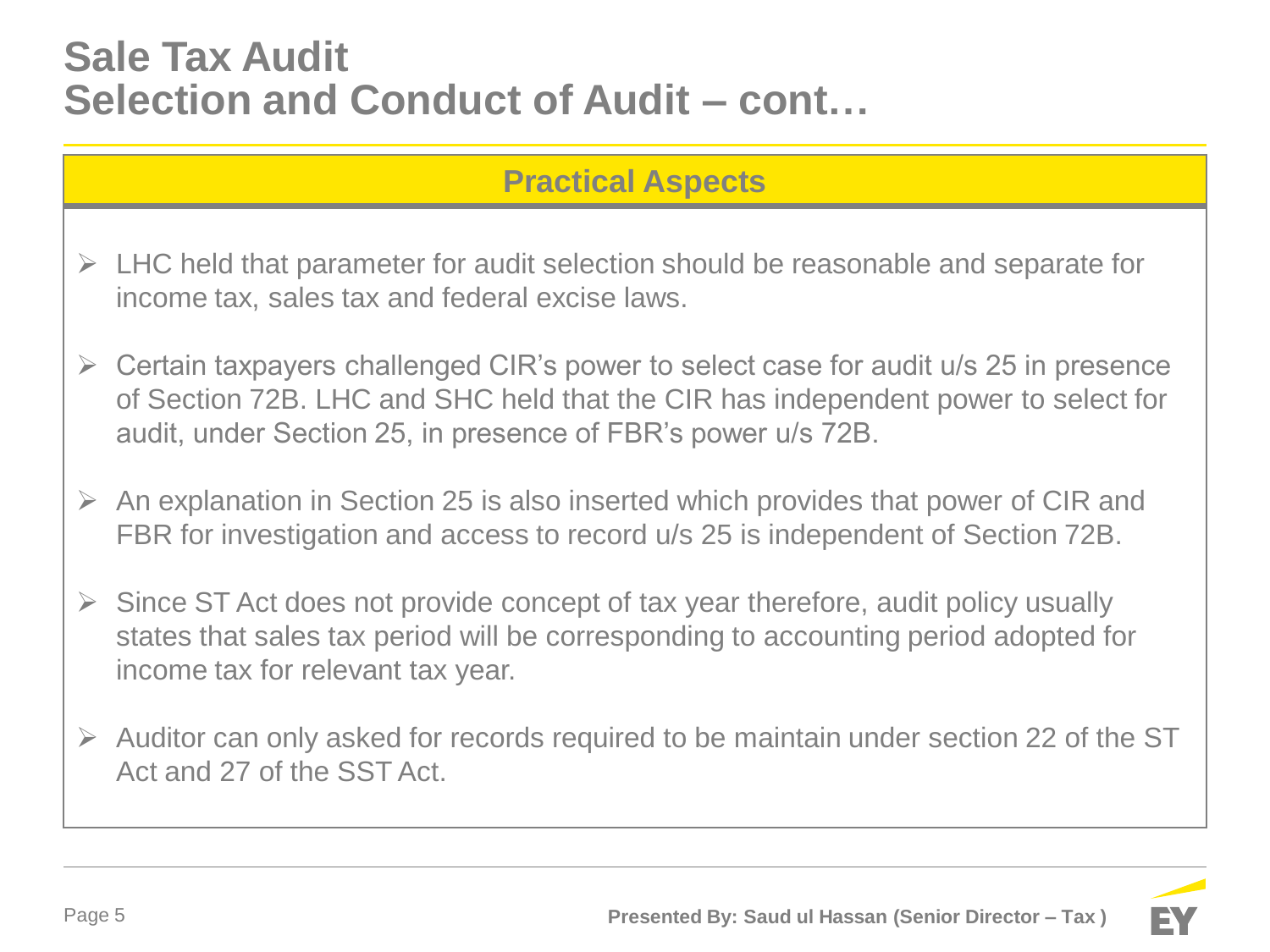# Sale Tax Audit
# Selection and Conduct of Audit – cont…

## Practical Aspects

- LHC held that parameter for audit selection should be reasonable and separate for income tax, sales tax and federal excise laws.
- Certain taxpayers challenged CIR's power to select case for audit u/s 25 in presence of Section 72B. LHC and SHC held that the CIR has independent power to select for audit, under Section 25, in presence of FBR's power u/s 72B.
- An explanation in Section 25 is also inserted which provides that power of CIR and FBR for investigation and access to record u/s 25 is independent of Section 72B.
- Since ST Act does not provide concept of tax year therefore, audit policy usually states that sales tax period will be corresponding to accounting period adopted for income tax for relevant tax year.
- Auditor can only asked for records required to be maintain under section 22 of the ST Act and 27 of the SST Act.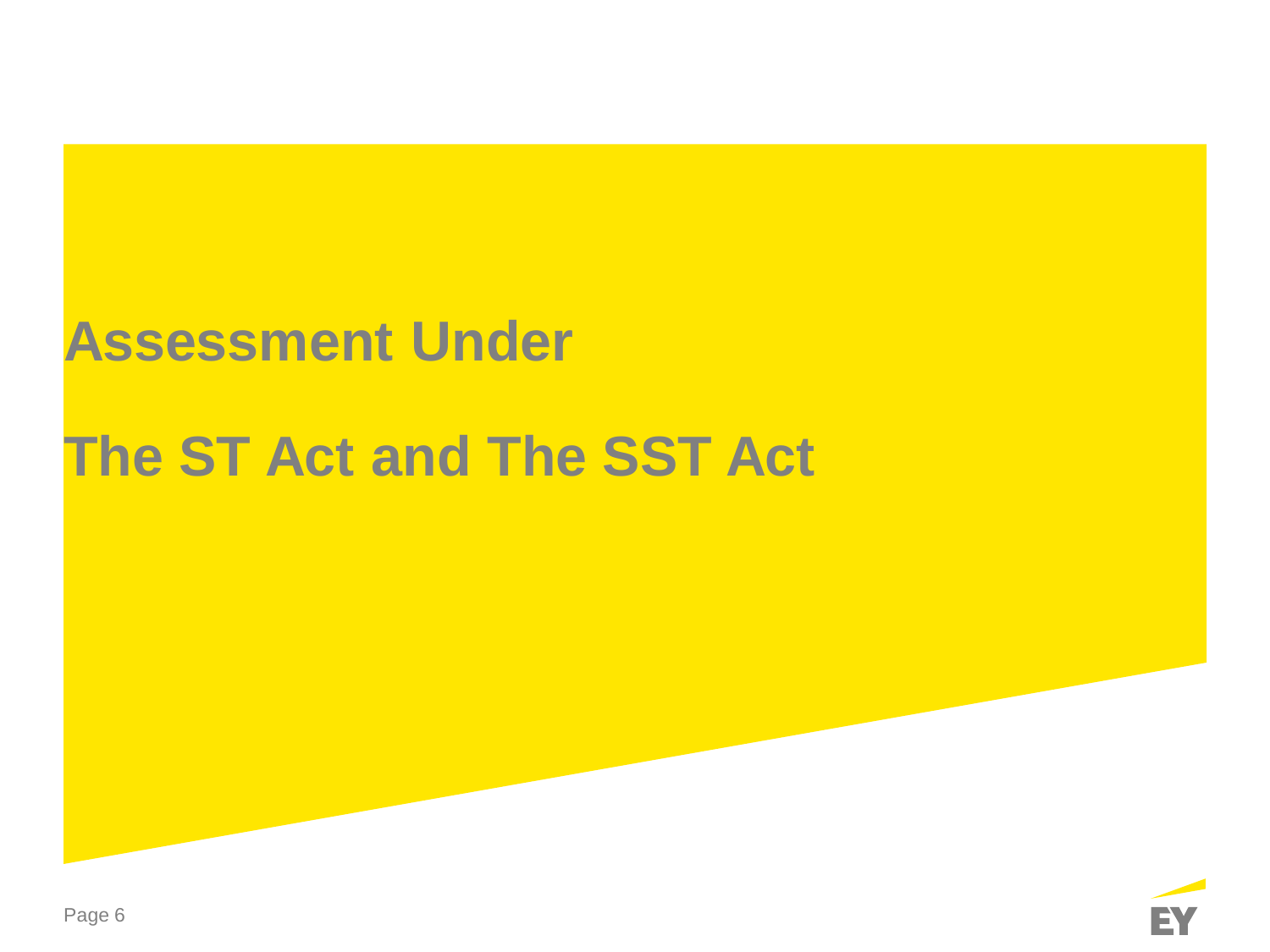# Assessment Under

# The ST Act and The SST Act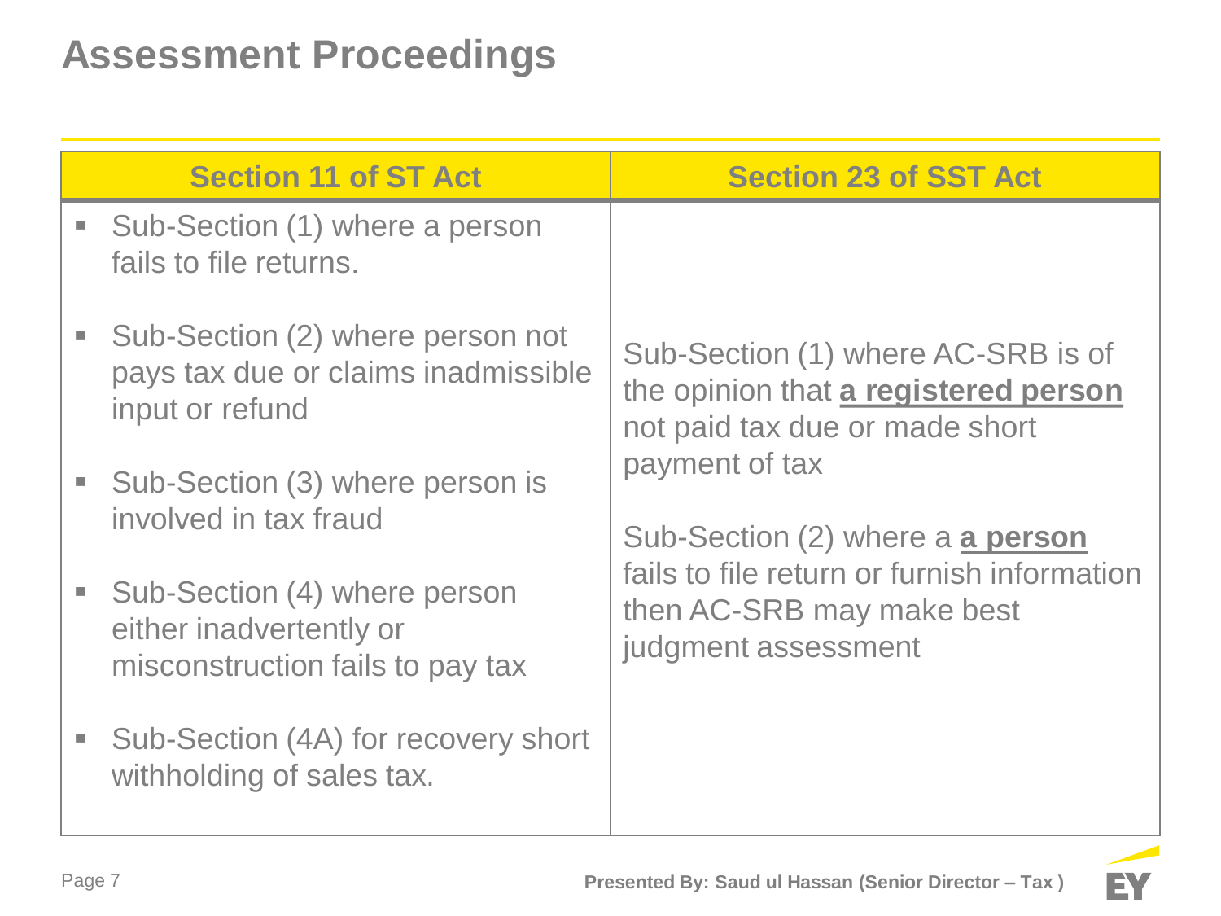# Assessment Proceedings

| Section 11 of ST Act | Section 23 of SST Act |
|---|---|
| - Sub-Section (1) where a person fails to file returns.<br>- Sub-Section (2) where person not pays tax due or claims inadmissible input or refund<br>- Sub-Section (3) where person is involved in tax fraud<br>- Sub-Section (4) where person either inadvertently or misconstruction fails to pay tax<br>- Sub-Section (4A) for recovery short withholding of sales tax. | Sub-Section (1) where AC-SRB is of the opinion that **a registered person** not paid tax due or made short payment of tax<br><br>Sub-Section (2) where a **a person** fails to file return or furnish information then AC-SRB may make best judgment assessment |

Presented By: Saud ul Hassan (Senior Director – Tax )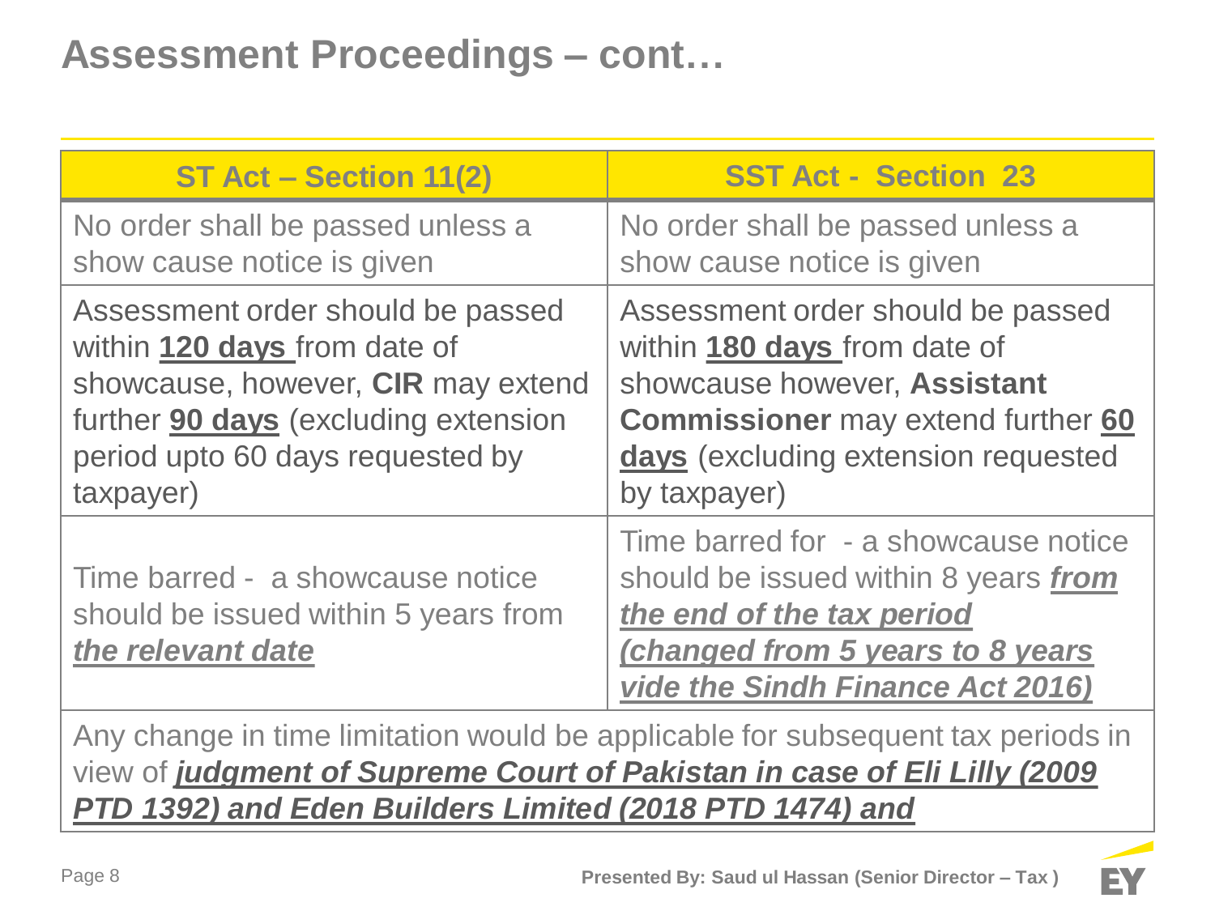# Assessment Proceedings – cont…

| ST Act – Section 11(2) | SST Act - Section 23 |
|---|---|
| No order shall be passed unless a show cause notice is given | No order shall be passed unless a show cause notice is given |
| Assessment order should be passed within **120 days** from date of showcause, however, **CIR** may extend further **90 days** (excluding extension period upto 60 days requested by taxpayer) | Assessment order should be passed within **180 days** from date of showcause however, **Assistant Commissioner** may extend further **60 days** (excluding extension requested by taxpayer) |
| Time barred - a showcause notice should be issued within 5 years from ***the relevant date*** | Time barred for - a showcause notice should be issued within 8 years ***from the end of the tax period (changed from 5 years to 8 years vide the Sindh Finance Act 2016)*** |
| Any change in time limitation would be applicable for subsequent tax periods in view of ***judgment of Supreme Court of Pakistan in case of Eli Lilly (2009 PTD 1392) and Eden Builders Limited (2018 PTD 1474) and*** | |

Presented By: Saud ul Hassan (Senior Director – Tax)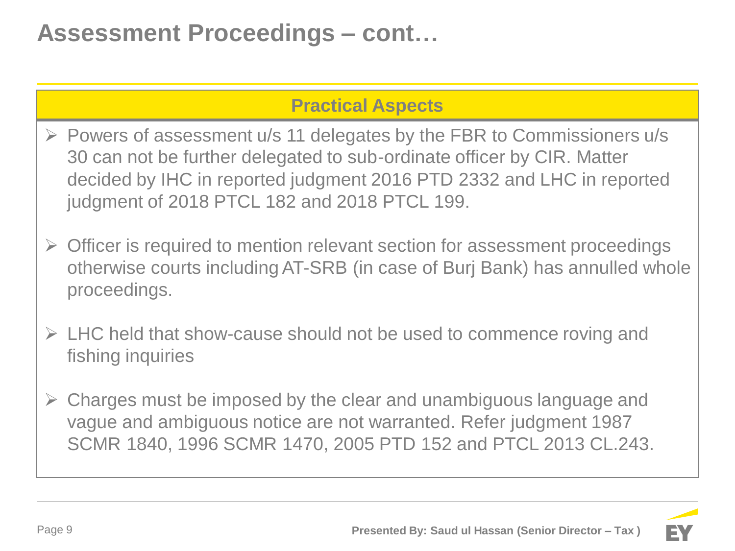# Assessment Proceedings – cont…

## Practical Aspects

- Powers of assessment u/s 11 delegates by the FBR to Commissioners u/s 30 can not be further delegated to sub-ordinate officer by CIR. Matter decided by IHC in reported judgment 2016 PTD 2332 and LHC in reported judgment of 2018 PTCL 182 and 2018 PTCL 199.

- Officer is required to mention relevant section for assessment proceedings otherwise courts including AT-SRB (in case of Burj Bank) has annulled whole proceedings.

- LHC held that show-cause should not be used to commence roving and fishing inquiries

- Charges must be imposed by the clear and unambiguous language and vague and ambiguous notice are not warranted. Refer judgment 1987 SCMR 1840, 1996 SCMR 1470, 2005 PTD 152 and PTCL 2013 CL.243.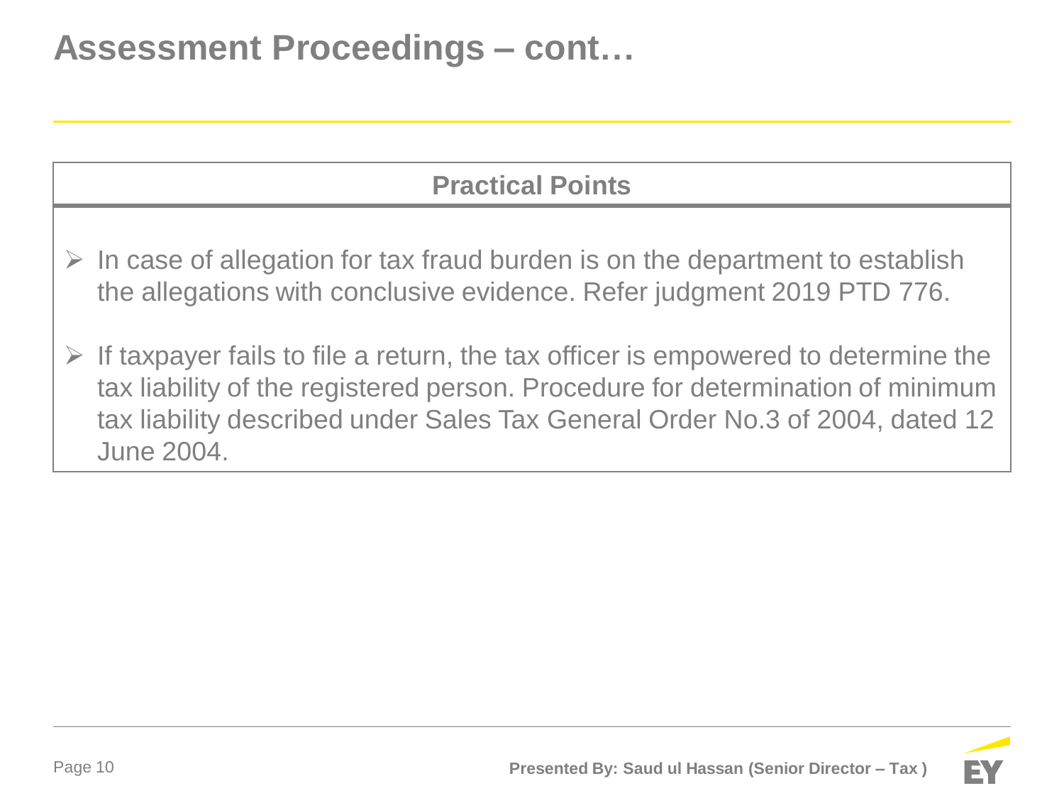# Assessment Proceedings – cont…

## Practical Points

- In case of allegation for tax fraud burden is on the department to establish the allegations with conclusive evidence. Refer judgment 2019 PTD 776.
- If taxpayer fails to file a return, the tax officer is empowered to determine the tax liability of the registered person. Procedure for determination of minimum tax liability described under Sales Tax General Order No.3 of 2004, dated 12 June 2004.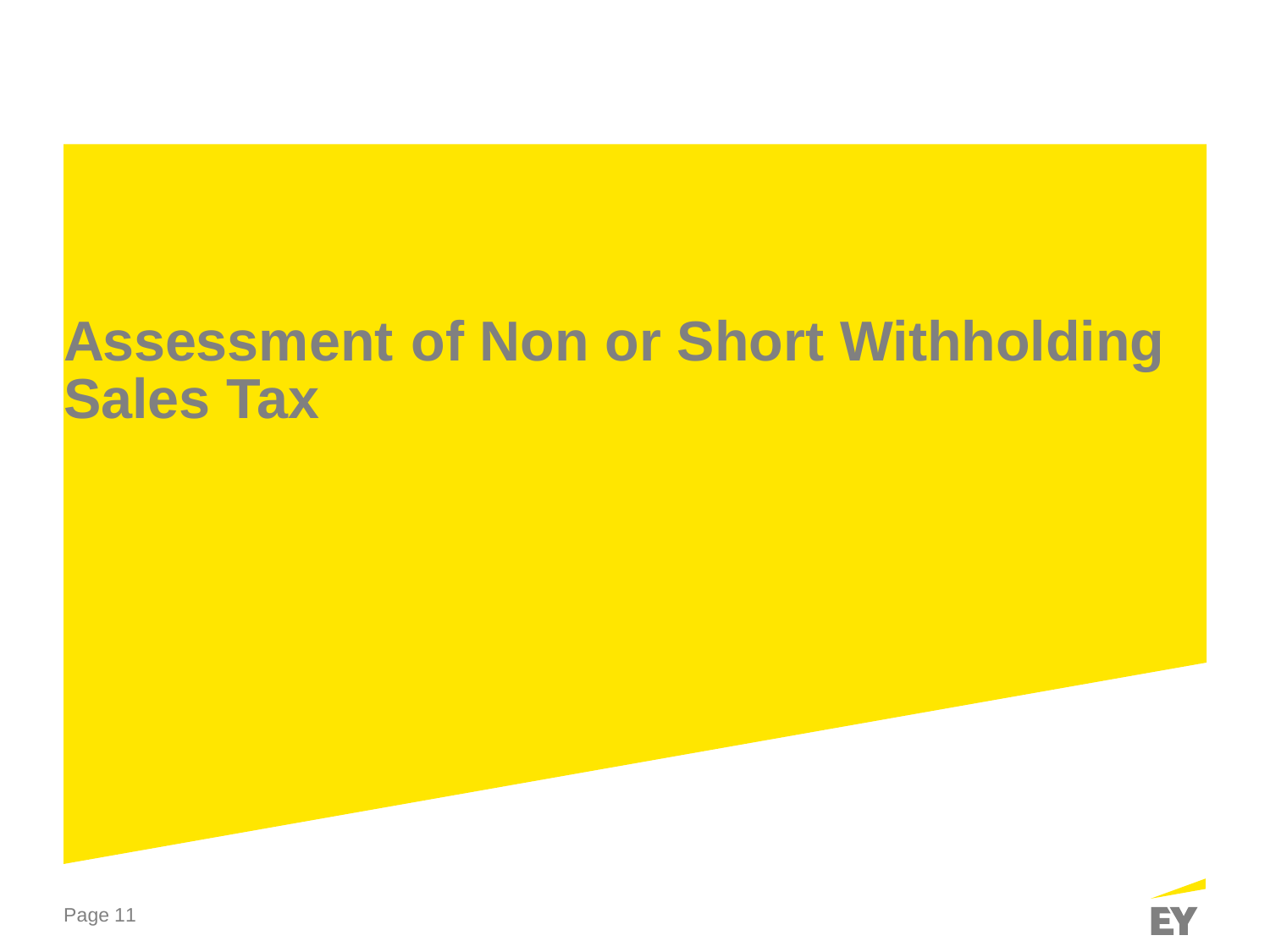# Assessment of Non or Short Withholding Sales Tax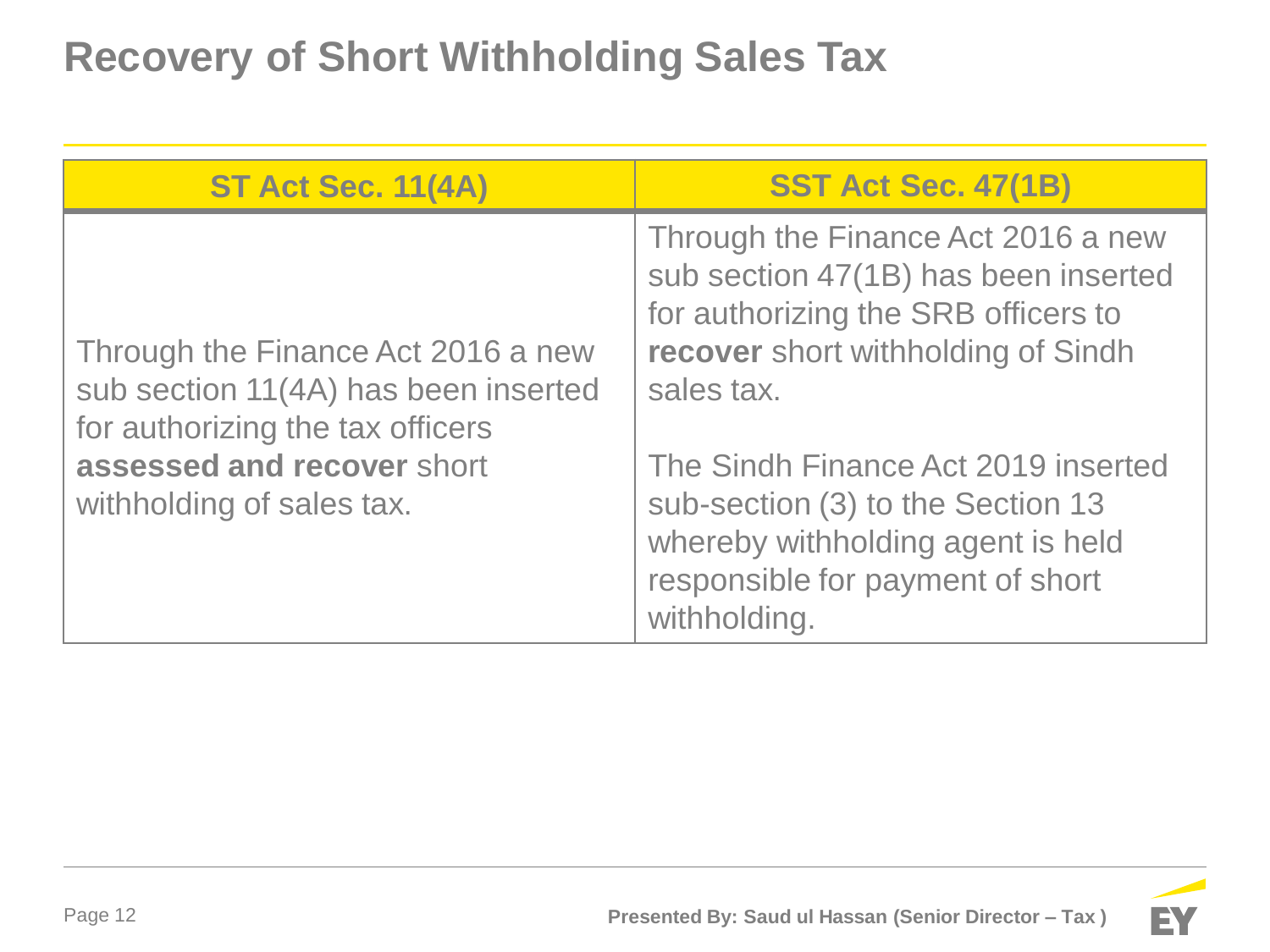# Recovery of Short Withholding Sales Tax

| ST Act Sec. 11(4A) | SST Act Sec. 47(1B) |
|---|---|
| Through the Finance Act 2016 a new sub section 11(4A) has been inserted for authorizing the tax officers **assessed and recover** short withholding of sales tax. | Through the Finance Act 2016 a new sub section 47(1B) has been inserted for authorizing the SRB officers to **recover** short withholding of Sindh sales tax.<br><br>The Sindh Finance Act 2019 inserted sub-section (3) to the Section 13 whereby withholding agent is held responsible for payment of short withholding. |

Presented By: Saud ul Hassan (Senior Director – Tax )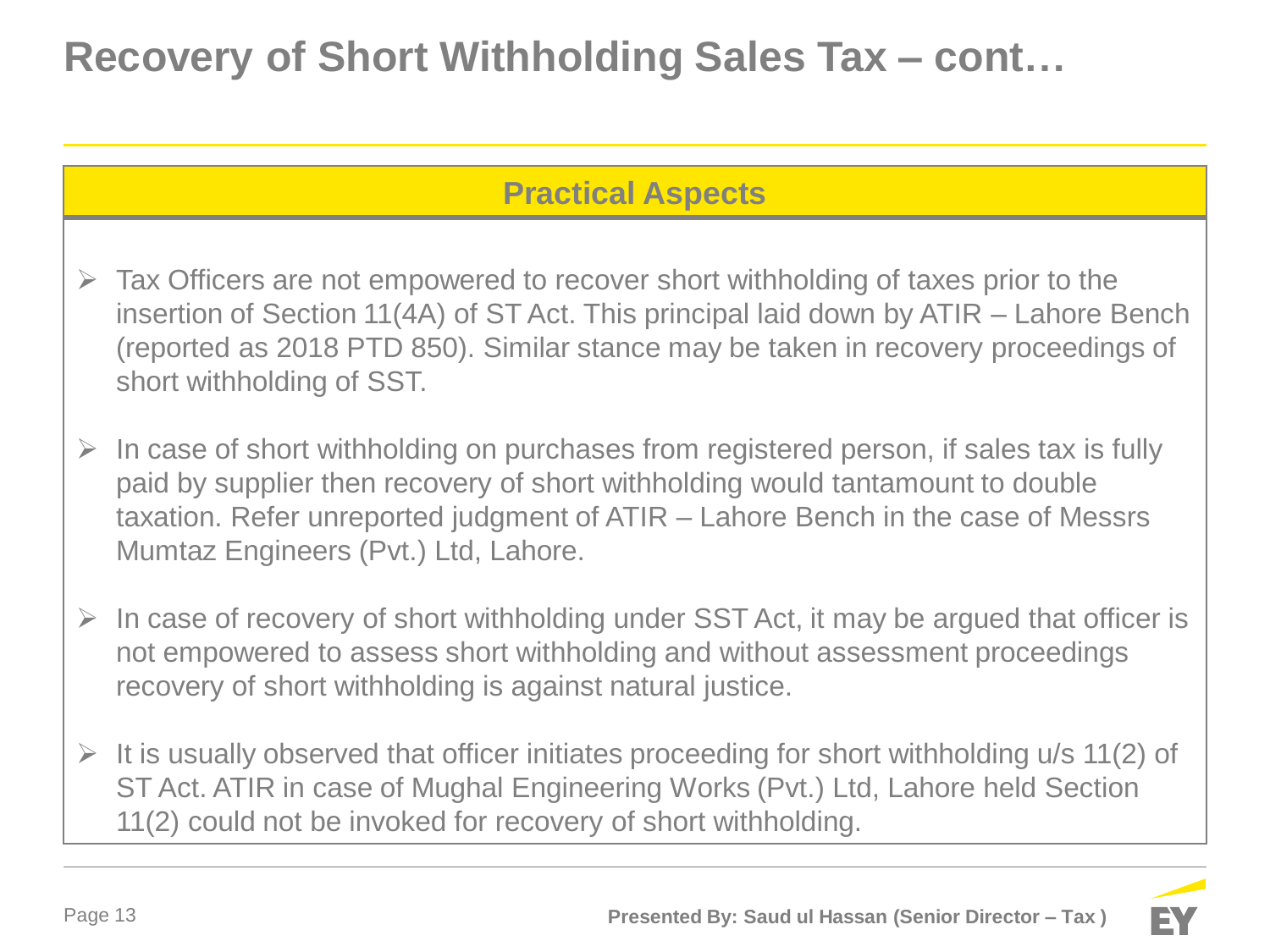# Recovery of Short Withholding Sales Tax – cont…

## Practical Aspects

- Tax Officers are not empowered to recover short withholding of taxes prior to the insertion of Section 11(4A) of ST Act. This principal laid down by ATIR – Lahore Bench (reported as 2018 PTD 850). Similar stance may be taken in recovery proceedings of short withholding of SST.
- In case of short withholding on purchases from registered person, if sales tax is fully paid by supplier then recovery of short withholding would tantamount to double taxation. Refer unreported judgment of ATIR – Lahore Bench in the case of Messrs Mumtaz Engineers (Pvt.) Ltd, Lahore.
- In case of recovery of short withholding under SST Act, it may be argued that officer is not empowered to assess short withholding and without assessment proceedings recovery of short withholding is against natural justice.
- It is usually observed that officer initiates proceeding for short withholding u/s 11(2) of ST Act. ATIR in case of Mughal Engineering Works (Pvt.) Ltd, Lahore held Section 11(2) could not be invoked for recovery of short withholding.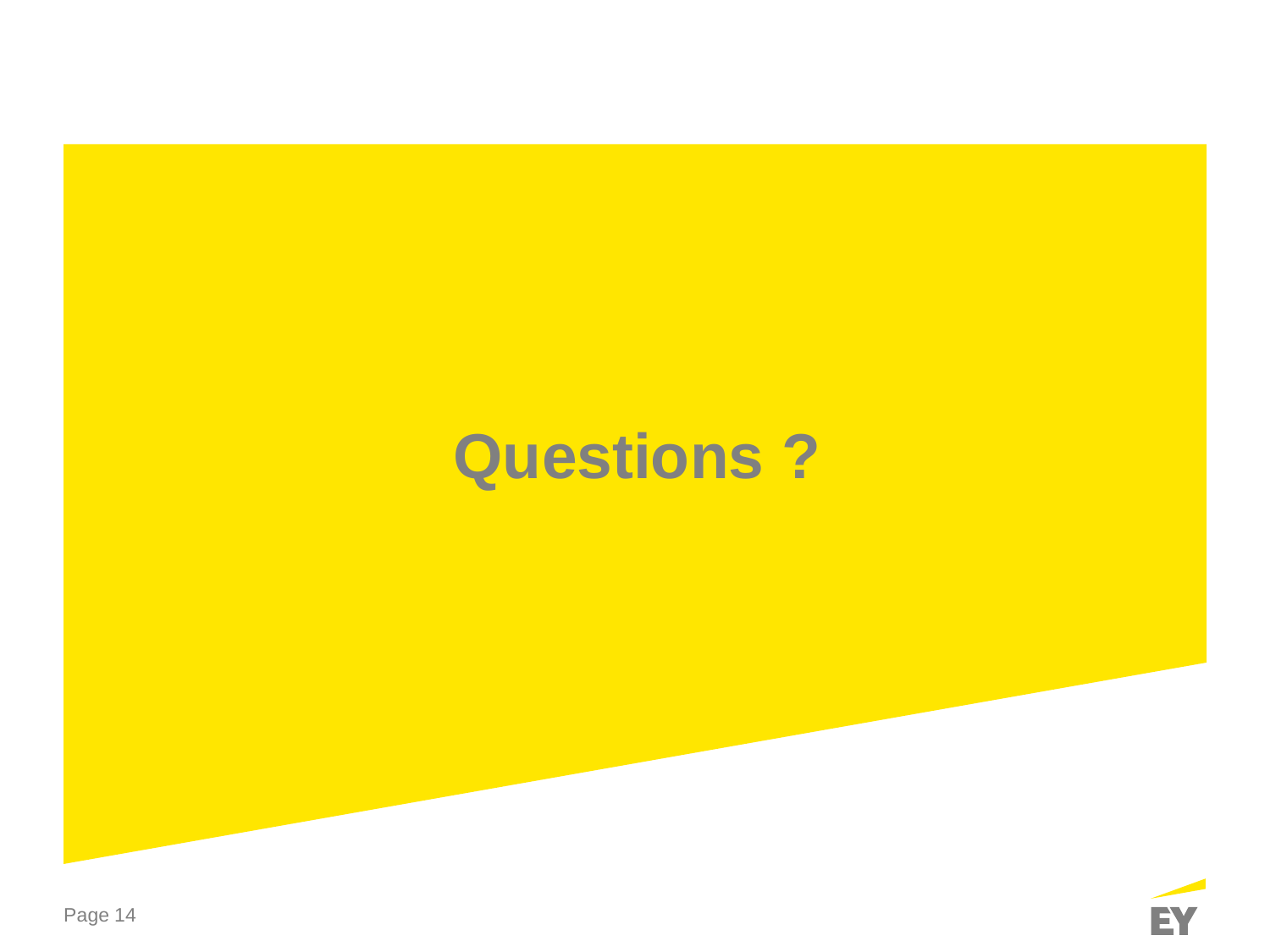# Questions ?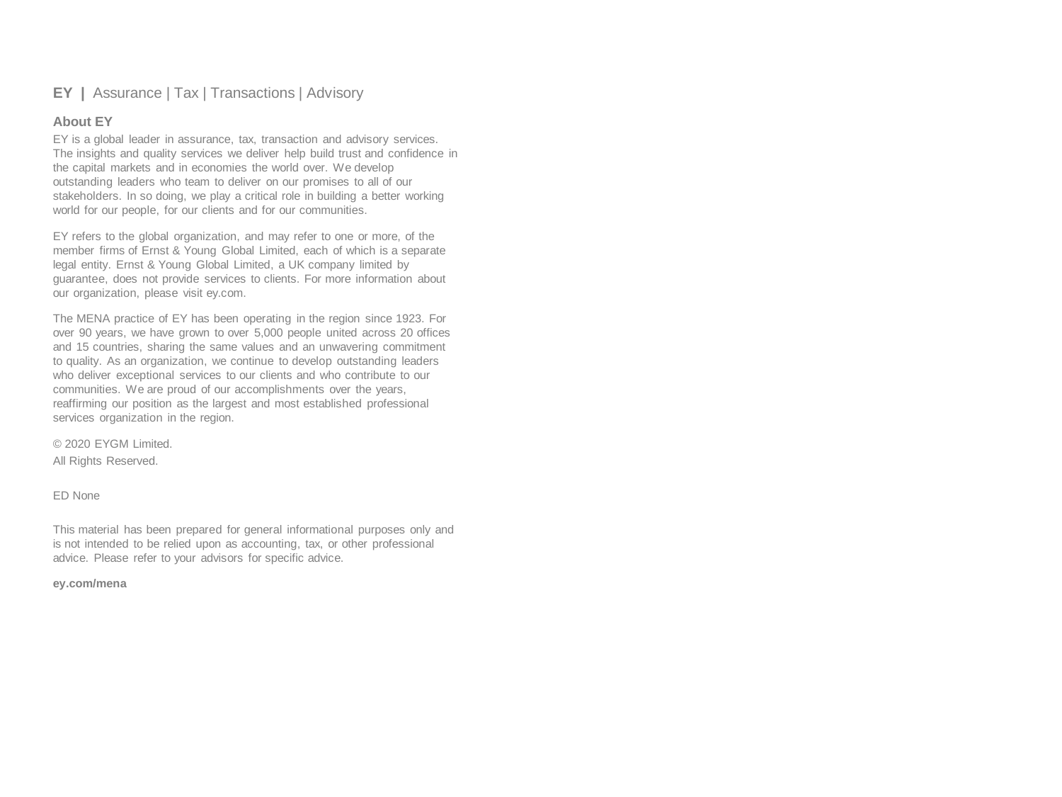**EY |** Assurance | Tax | Transactions | Advisory

**About EY**

EY is a global leader in assurance, tax, transaction and advisory services. The insights and quality services we deliver help build trust and confidence in the capital markets and in economies the world over. We develop outstanding leaders who team to deliver on our promises to all of our stakeholders. In so doing, we play a critical role in building a better working world for our people, for our clients and for our communities.

EY refers to the global organization, and may refer to one or more, of the member firms of Ernst & Young Global Limited, each of which is a separate legal entity. Ernst & Young Global Limited, a UK company limited by guarantee, does not provide services to clients. For more information about our organization, please visit ey.com.

The MENA practice of EY has been operating in the region since 1923. For over 90 years, we have grown to over 5,000 people united across 20 offices and 15 countries, sharing the same values and an unwavering commitment to quality. As an organization, we continue to develop outstanding leaders who deliver exceptional services to our clients and who contribute to our communities. We are proud of our accomplishments over the years, reaffirming our position as the largest and most established professional services organization in the region.

© 2020 EYGM Limited.
All Rights Reserved.

ED None

This material has been prepared for general informational purposes only and is not intended to be relied upon as accounting, tax, or other professional advice. Please refer to your advisors for specific advice.

**ey.com/mena**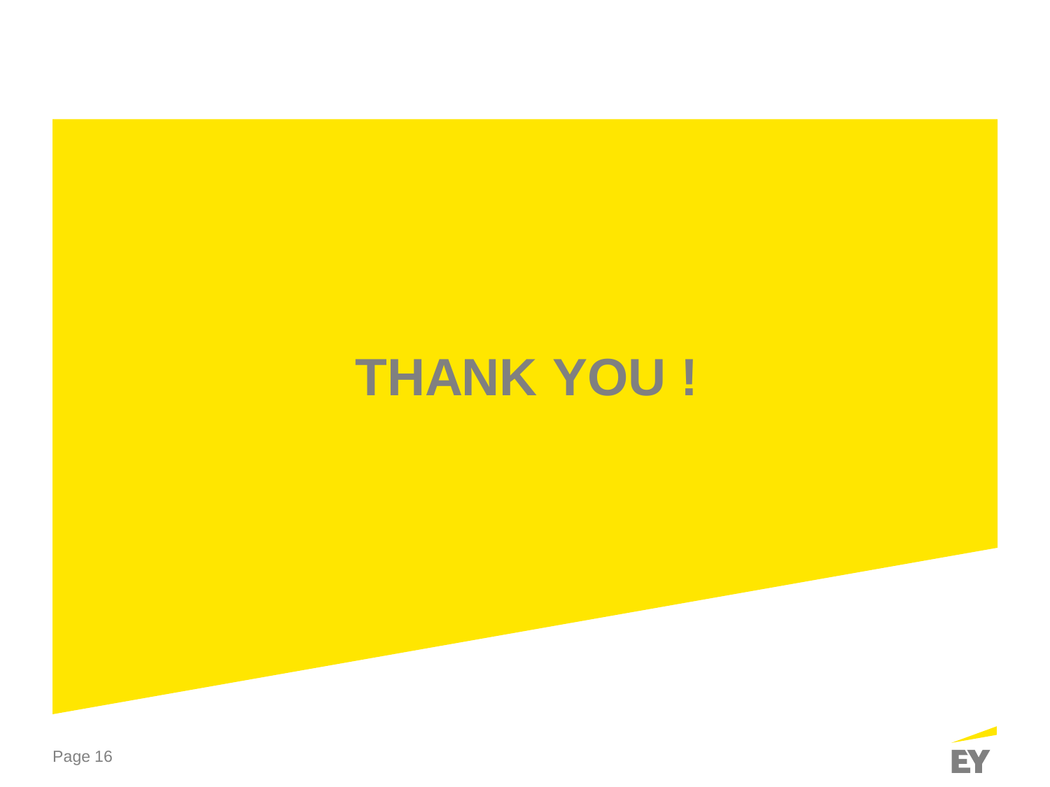# THANK YOU !